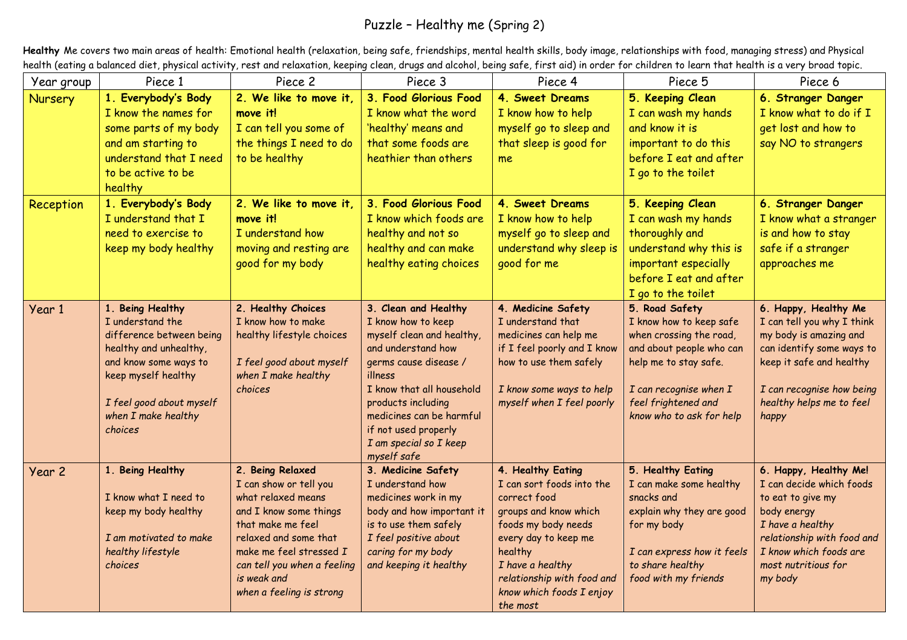# Puzzle – Healthy me (Spring 2)

**Healthy** Me covers two main areas of health: Emotional health (relaxation, being safe, friendships, mental health skills, body image, relationships with food, managing stress) and Physical health (eating a balanced diet, physical activity, rest and relaxation, keeping clean, drugs and alcohol, being safe, first aid) in order for children to learn that health is a very broad topic.

| Year group | Piece 1 | Piece 2 | Piece 3 | Piece 4 | Piece 5 | Piece 6 |
|---|---|---|---|---|---|---|
| Nursery | **1. Everybody's Body** I know the names for some parts of my body and am starting to understand that I need to be active to be healthy | **2. We like to move it, move it!** I can tell you some of the things I need to do to be healthy | **3. Food Glorious Food** I know what the word 'healthy' means and that some foods are heathier than others | **4. Sweet Dreams** I know how to help myself go to sleep and that sleep is good for me | **5. Keeping Clean** I can wash my hands and know it is important to do this before I eat and after I go to the toilet | **6. Stranger Danger** I know what to do if I get lost and how to say NO to strangers |
| Reception | **1. Everybody's Body** I understand that I need to exercise to keep my body healthy | **2. We like to move it, move it!** I understand how moving and resting are good for my body | **3. Food Glorious Food** I know which foods are healthy and not so healthy and can make healthy eating choices | **4. Sweet Dreams** I know how to help myself go to sleep and understand why sleep is good for me | **5. Keeping Clean** I can wash my hands thoroughly and understand why this is important especially before I eat and after I go to the toilet | **6. Stranger Danger** I know what a stranger is and how to stay safe if a stranger approaches me |
| Year 1 | **1. Being Healthy** I understand the difference between being healthy and unhealthy, and know some ways to keep myself healthy *I feel good about myself when I make healthy choices* | **2. Healthy Choices** I know how to make healthy lifestyle choices *I feel good about myself when I make healthy choices* | **3. Clean and Healthy** I know how to keep myself clean and healthy, and understand how germs cause disease / illness I know that all household products including medicines can be harmful if not used properly *I am special so I keep myself safe* | **4. Medicine Safety** I understand that medicines can help me if I feel poorly and I know how to use them safely *I know some ways to help myself when I feel poorly* | **5. Road Safety** I know how to keep safe when crossing the road, and about people who can help me to stay safe. *I can recognise when I feel frightened and know who to ask for help* | **6. Happy, Healthy Me** I can tell you why I think my body is amazing and can identify some ways to keep it safe and healthy *I can recognise how being healthy helps me to feel happy* |
| Year 2 | **1. Being Healthy** I know what I need to keep my body healthy *I am motivated to make healthy lifestyle choices* | **2. Being Relaxed** I can show or tell you what relaxed means and I know some things that make me feel relaxed and some that make me feel stressed *I can tell you when a feeling is weak and when a feeling is strong* | **3. Medicine Safety** I understand how medicines work in my body and how important it is to use them safely *I feel positive about caring for my body and keeping it healthy* | **4. Healthy Eating** I can sort foods into the correct food groups and know which foods my body needs every day to keep me healthy *I have a healthy relationship with food and know which foods I enjoy the most* | **5. Healthy Eating** I can make some healthy snacks and explain why they are good for my body *I can express how it feels to share healthy food with my friends* | **6. Happy, Healthy Me!** I can decide which foods to eat to give my body energy *I have a healthy relationship with food and I know which foods are most nutritious for my body* |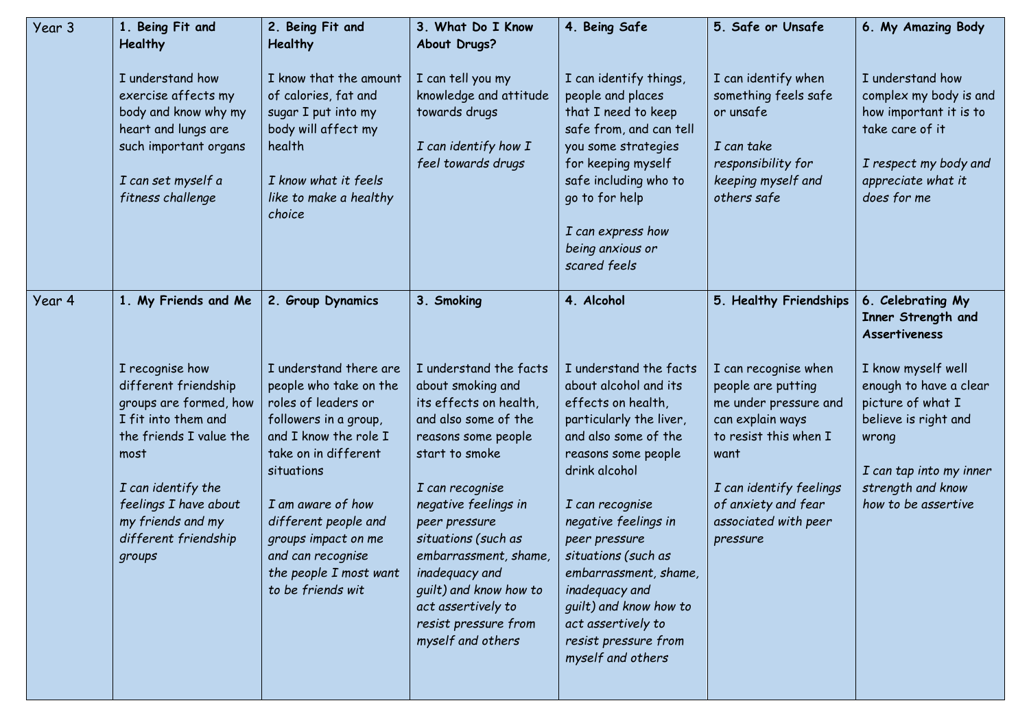| Year 3 | **1. Being Fit and Healthy**<br><br>I understand how exercise affects my body and know why my heart and lungs are such important organs<br><br>*I can set myself a fitness challenge* | **2. Being Fit and Healthy**<br><br>I know that the amount of calories, fat and sugar I put into my body will affect my health<br><br>*I know what it feels like to make a healthy choice* | **3. What Do I Know About Drugs?**<br><br>I can tell you my knowledge and attitude towards drugs<br><br>*I can identify how I feel towards drugs* | **4. Being Safe**<br><br>I can identify things, people and places that I need to keep safe from, and can tell you some strategies for keeping myself safe including who to go to for help<br><br>*I can express how being anxious or scared feels* | **5. Safe or Unsafe**<br><br>I can identify when something feels safe or unsafe<br><br>*I can take responsibility for keeping myself and others safe* | **6. My Amazing Body**<br><br>I understand how complex my body is and how important it is to take care of it<br><br>*I respect my body and appreciate what it does for me* |
|---|---|---|---|---|---|---|
| Year 4 | **1. My Friends and Me**<br><br>I recognise how different friendship groups are formed, how I fit into them and the friends I value the most<br><br>*I can identify the feelings I have about my friends and my different friendship groups* | **2. Group Dynamics**<br><br>I understand there are people who take on the roles of leaders or followers in a group, and I know the role I take on in different situations<br><br>*I am aware of how different people and groups impact on me and can recognise the people I most want to be friends wit* | **3. Smoking**<br><br>I understand the facts about smoking and its effects on health, and also some of the reasons some people start to smoke<br><br>*I can recognise negative feelings in peer pressure situations (such as embarrassment, shame, inadequacy and guilt) and know how to act assertively to resist pressure from myself and others* | **4. Alcohol**<br><br>I understand the facts about alcohol and its effects on health, particularly the liver, and also some of the reasons some people drink alcohol<br><br>*I can recognise negative feelings in peer pressure situations (such as embarrassment, shame, inadequacy and guilt) and know how to act assertively to resist pressure from myself and others* | **5. Healthy Friendships**<br><br>I can recognise when people are putting me under pressure and can explain ways to resist this when I want<br><br>*I can identify feelings of anxiety and fear associated with peer pressure* | **6. Celebrating My Inner Strength and Assertiveness**<br><br>I know myself well enough to have a clear picture of what I believe is right and wrong<br><br>*I can tap into my inner strength and know how to be assertive* |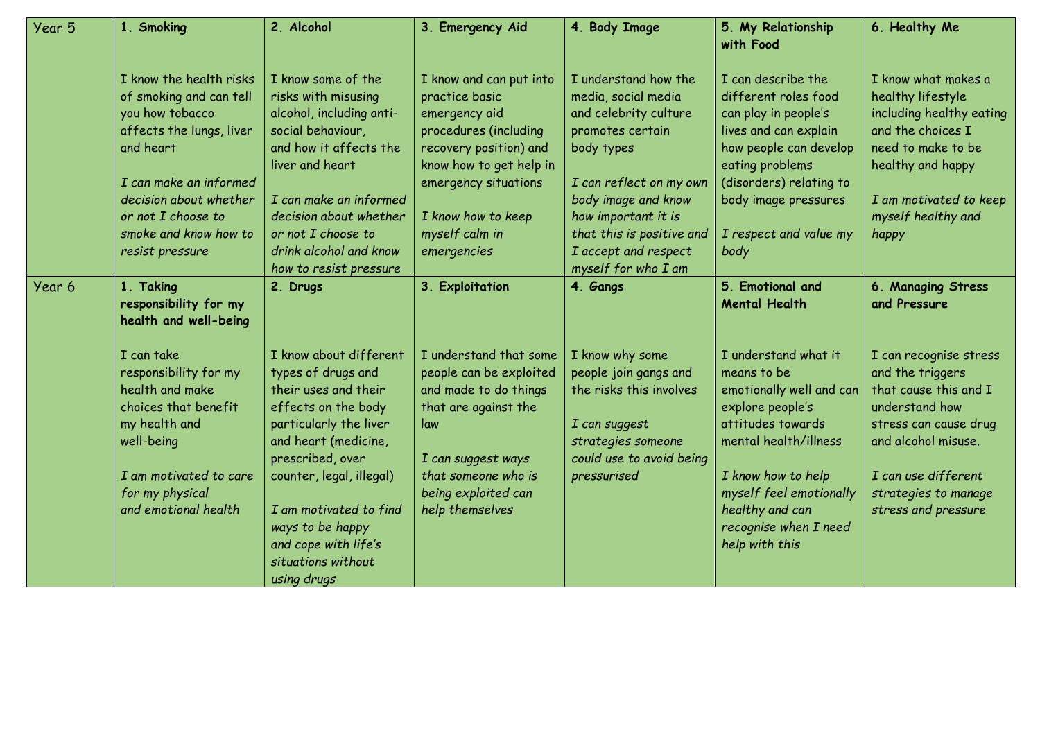| | | | | | | |
|---|---|---|---|---|---|---|
| Year 5 | **1. Smoking**<br><br>I know the health risks of smoking and can tell you how tobacco affects the lungs, liver and heart<br><br>*I can make an informed decision about whether or not I choose to smoke and know how to resist pressure* | **2. Alcohol**<br><br>I know some of the risks with misusing alcohol, including anti-social behaviour, and how it affects the liver and heart<br><br>*I can make an informed decision about whether or not I choose to drink alcohol and know how to resist pressure* | **3. Emergency Aid**<br><br>I know and can put into practice basic emergency aid procedures (including recovery position) and know how to get help in emergency situations<br><br>*I know how to keep myself calm in emergencies* | **4. Body Image**<br><br>I understand how the media, social media and celebrity culture promotes certain body types<br><br>*I can reflect on my own body image and know how important it is that this is positive and I accept and respect myself for who I am* | **5. My Relationship with Food**<br><br>I can describe the different roles food can play in people's lives and can explain how people can develop eating problems (disorders) relating to body image pressures<br><br>*I respect and value my body* | **6. Healthy Me**<br><br>I know what makes a healthy lifestyle including healthy eating and the choices I need to make to be healthy and happy<br><br>*I am motivated to keep myself healthy and happy* |
| Year 6 | **1. Taking responsibility for my health and well-being**<br><br>I can take responsibility for my health and make choices that benefit my health and well-being<br><br>*I am motivated to care for my physical and emotional health* | **2. Drugs**<br><br>I know about different types of drugs and their uses and their effects on the body particularly the liver and heart (medicine, prescribed, over counter, legal, illegal)<br><br>*I am motivated to find ways to be happy and cope with life's situations without using drugs* | **3. Exploitation**<br><br>I understand that some people can be exploited and made to do things that are against the law<br><br>*I can suggest ways that someone who is being exploited can help themselves* | **4. Gangs**<br><br>I know why some people join gangs and the risks this involves<br><br>*I can suggest strategies someone could use to avoid being pressurised* | **5. Emotional and Mental Health**<br><br>I understand what it means to be emotionally well and can explore people's attitudes towards mental health/illness<br><br>*I know how to help myself feel emotionally healthy and can recognise when I need help with this* | **6. Managing Stress and Pressure**<br><br>I can recognise stress and the triggers that cause this and I understand how stress can cause drug and alcohol misuse.<br><br>*I can use different strategies to manage stress and pressure* |